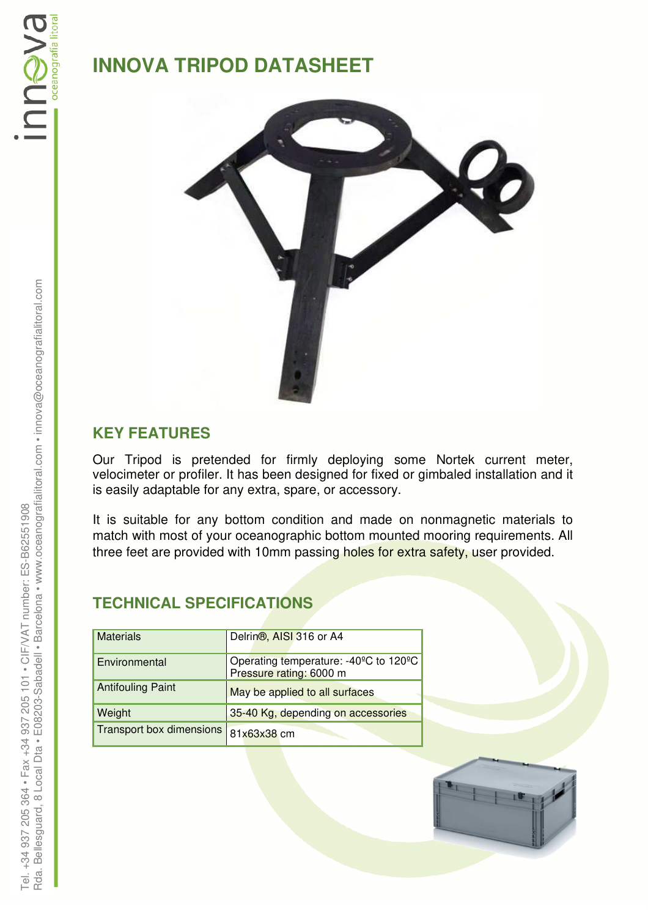# INNOVA TRIPOD DATASHEET

## KEY FEATURES

Our Tripod is pretended for firmly deploying some Nortek current meter, velocimeter or profiler. It has been designed for fixed or gimbaled installation and it is easily adaptable for any extra, spare, or accessory.

It is suitable for any bottom condition and made on nonmagnetic materials to match with most of your oceanographic bottom mounted mooring requirements. All three feet are provided with 10mm passing holes for extra safety, user provided.

## TECHNICAL SPECIFICATIONS

| | |
|---|---|
| Materials | Delrin®, AISI 316 or A4 |
| Environmental | Operating temperature: -40ºC to 120ºC<br>Pressure rating: 6000 m |
| Antifouling Paint | May be applied to all surfaces |
| Weight | 35-40 Kg, depending on accessories |
| Transport box dimensions | 81x63x38 cm |

Tel. +34 937 205 364 • Fax +34 937 205 101 • CIF/VAT number: ES-B62551908
Rda. Bellesguard, 8 Local Dta • E08203-Sabadell • Barcelona • www.oceanografialitoral.com • innova@oceanografialitoral.com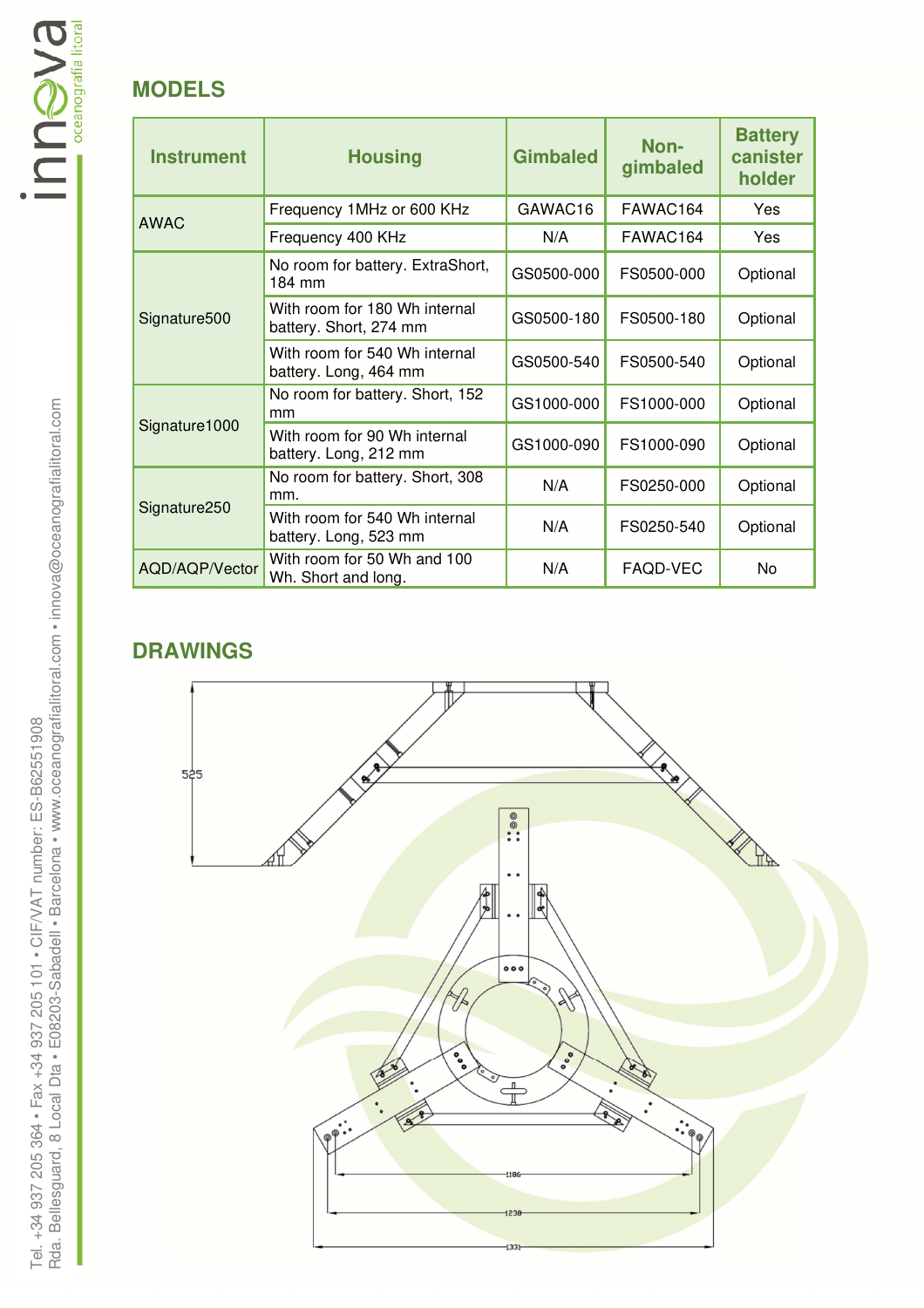## MODELS

| Instrument | Housing | Gimbaled | Non-gimbaled | Battery canister holder |
|---|---|---|---|---|
| AWAC | Frequency 1MHz or 600 KHz | GAWAC16 | FAWAC164 | Yes |
| | Frequency 400 KHz | N/A | FAWAC164 | Yes |
| Signature500 | No room for battery. ExtraShort, 184 mm | GS0500-000 | FS0500-000 | Optional |
| | With room for 180 Wh internal battery. Short, 274 mm | GS0500-180 | FS0500-180 | Optional |
| | With room for 540 Wh internal battery. Long, 464 mm | GS0500-540 | FS0500-540 | Optional |
| Signature1000 | No room for battery. Short, 152 mm | GS1000-000 | FS1000-000 | Optional |
| | With room for 90 Wh internal battery. Long, 212 mm | GS1000-090 | FS1000-090 | Optional |
| Signature250 | No room for battery. Short, 308 mm. | N/A | FS0250-000 | Optional |
| | With room for 540 Wh internal battery. Long, 523 mm | N/A | FS0250-540 | Optional |
| AQD/AQP/Vector | With room for 50 Wh and 100 Wh. Short and long. | N/A | FAQD-VEC | No |

## DRAWINGS

525

1186

1238

1331